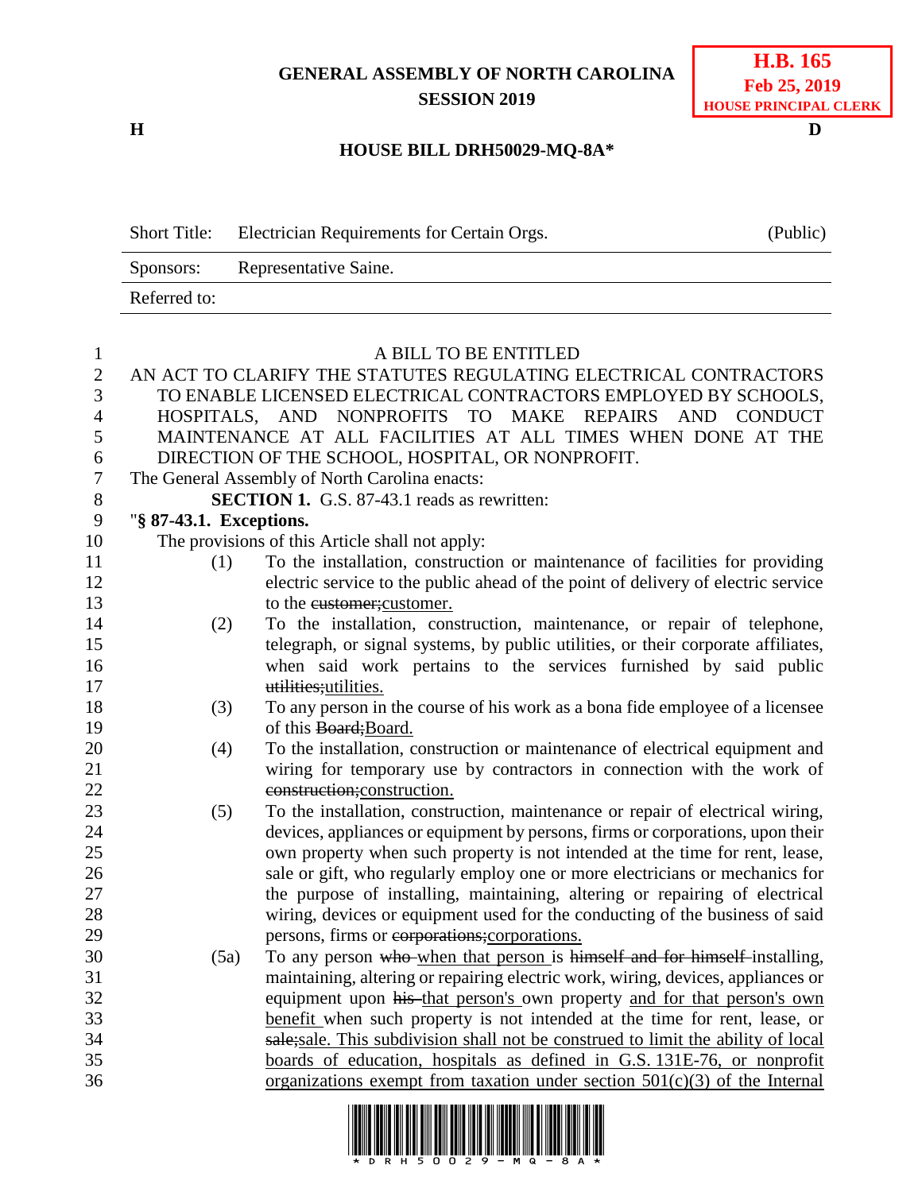# GENERAL ASSEMBLY OF NORTH CAROLINA
## SESSION 2019

**H.B. 165**
**Feb 25, 2019**
**HOUSE PRINCIPAL CLERK**

**H** **D**

### HOUSE BILL DRH50029-MQ-8A*

| Short Title: | Electrician Requirements for Certain Orgs. | (Public) |
|---|---|---|
| Sponsors: | Representative Saine. | |
| Referred to: | | |

A BILL TO BE ENTITLED

AN ACT TO CLARIFY THE STATUTES REGULATING ELECTRICAL CONTRACTORS TO ENABLE LICENSED ELECTRICAL CONTRACTORS EMPLOYED BY SCHOOLS, HOSPITALS, AND NONPROFITS TO MAKE REPAIRS AND CONDUCT MAINTENANCE AT ALL FACILITIES AT ALL TIMES WHEN DONE AT THE DIRECTION OF THE SCHOOL, HOSPITAL, OR NONPROFIT.

The General Assembly of North Carolina enacts:

**SECTION 1.** G.S. 87-43.1 reads as rewritten:

"**§ 87-43.1. Exceptions.**

The provisions of this Article shall not apply:

(1) To the installation, construction or maintenance of facilities for providing electric service to the public ahead of the point of delivery of electric service to the ~~customer;~~<u>customer.</u>

(2) To the installation, construction, maintenance, or repair of telephone, telegraph, or signal systems, by public utilities, or their corporate affiliates, when said work pertains to the services furnished by said public ~~utilities;~~<u>utilities.</u>

(3) To any person in the course of his work as a bona fide employee of a licensee of this ~~Board;~~<u>Board.</u>

(4) To the installation, construction or maintenance of electrical equipment and wiring for temporary use by contractors in connection with the work of ~~construction;~~<u>construction.</u>

(5) To the installation, construction, maintenance or repair of electrical wiring, devices, appliances or equipment by persons, firms or corporations, upon their own property when such property is not intended at the time for rent, lease, sale or gift, who regularly employ one or more electricians or mechanics for the purpose of installing, maintaining, altering or repairing of electrical wiring, devices or equipment used for the conducting of the business of said persons, firms or ~~corporations;~~<u>corporations.</u>

(5a) To any person ~~who~~ <u>when that person</u> is ~~himself and for himself~~ installing, maintaining, altering or repairing electric work, wiring, devices, appliances or equipment upon ~~his~~ <u>that person's</u> own property <u>and for that person's own benefit</u> when such property is not intended at the time for rent, lease, or ~~sale;~~<u>sale. This subdivision shall not be construed to limit the ability of local boards of education, hospitals as defined in G.S. 131E-76, or nonprofit organizations exempt from taxation under section 501(c)(3) of the Internal</u>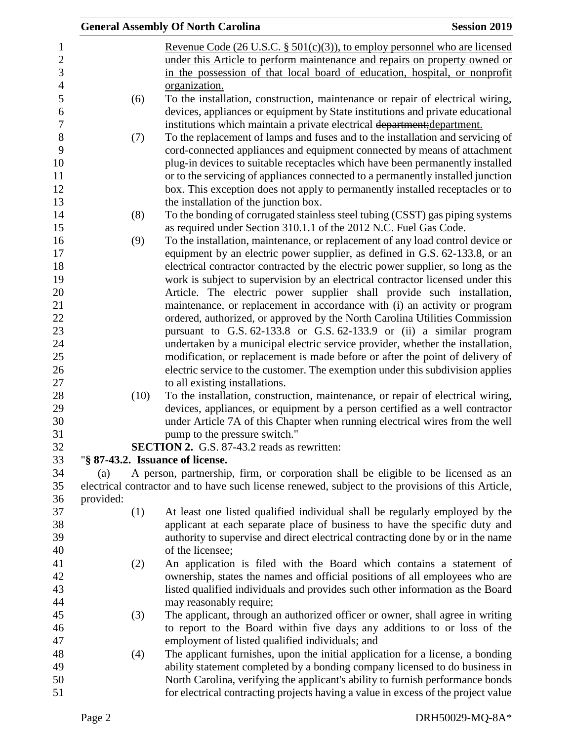Revenue Code (26 U.S.C. § 501(c)(3)), to employ personnel who are licensed under this Article to perform maintenance and repairs on property owned or in the possession of that local board of education, hospital, or nonprofit organization.

(6) To the installation, construction, maintenance or repair of electrical wiring, devices, appliances or equipment by State institutions and private educational institutions which maintain a private electrical ~~department;~~department.

(7) To the replacement of lamps and fuses and to the installation and servicing of cord-connected appliances and equipment connected by means of attachment plug-in devices to suitable receptacles which have been permanently installed or to the servicing of appliances connected to a permanently installed junction box. This exception does not apply to permanently installed receptacles or to the installation of the junction box.

(8) To the bonding of corrugated stainless steel tubing (CSST) gas piping systems as required under Section 310.1.1 of the 2012 N.C. Fuel Gas Code.

(9) To the installation, maintenance, or replacement of any load control device or equipment by an electric power supplier, as defined in G.S. 62-133.8, or an electrical contractor contracted by the electric power supplier, so long as the work is subject to supervision by an electrical contractor licensed under this Article. The electric power supplier shall provide such installation, maintenance, or replacement in accordance with (i) an activity or program ordered, authorized, or approved by the North Carolina Utilities Commission pursuant to G.S. 62-133.8 or G.S. 62-133.9 or (ii) a similar program undertaken by a municipal electric service provider, whether the installation, modification, or replacement is made before or after the point of delivery of electric service to the customer. The exemption under this subdivision applies to all existing installations.

(10) To the installation, construction, maintenance, or repair of electrical wiring, devices, appliances, or equipment by a person certified as a well contractor under Article 7A of this Chapter when running electrical wires from the well pump to the pressure switch."

**SECTION 2.** G.S. 87-43.2 reads as rewritten:

"**§ 87-43.2. Issuance of license.**

(a) A person, partnership, firm, or corporation shall be eligible to be licensed as an electrical contractor and to have such license renewed, subject to the provisions of this Article, provided:

(1) At least one listed qualified individual shall be regularly employed by the applicant at each separate place of business to have the specific duty and authority to supervise and direct electrical contracting done by or in the name of the licensee;

(2) An application is filed with the Board which contains a statement of ownership, states the names and official positions of all employees who are listed qualified individuals and provides such other information as the Board may reasonably require;

(3) The applicant, through an authorized officer or owner, shall agree in writing to report to the Board within five days any additions to or loss of the employment of listed qualified individuals; and

(4) The applicant furnishes, upon the initial application for a license, a bonding ability statement completed by a bonding company licensed to do business in North Carolina, verifying the applicant's ability to furnish performance bonds for electrical contracting projects having a value in excess of the project value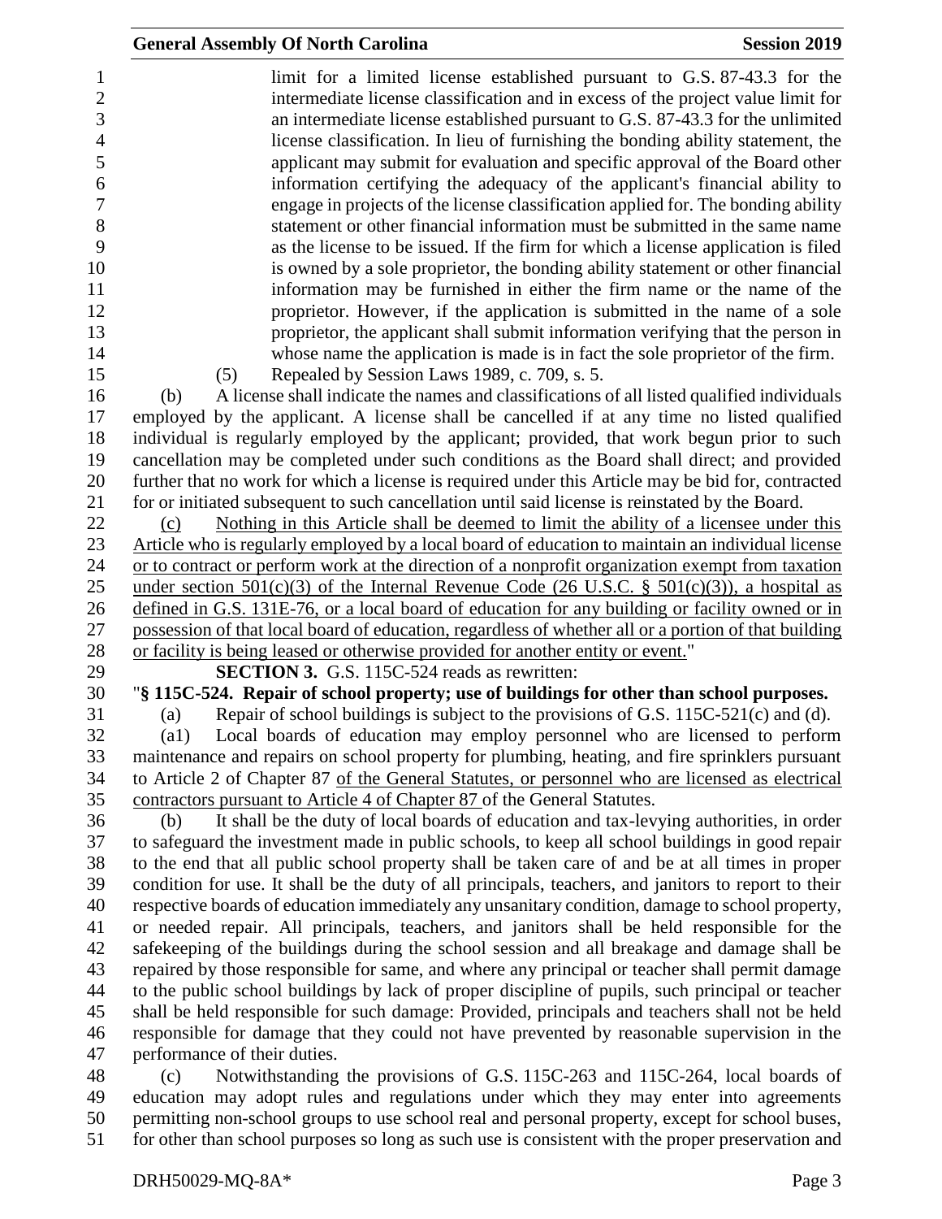limit for a limited license established pursuant to G.S. 87-43.3 for the intermediate license classification and in excess of the project value limit for an intermediate license established pursuant to G.S. 87-43.3 for the unlimited license classification. In lieu of furnishing the bonding ability statement, the applicant may submit for evaluation and specific approval of the Board other information certifying the adequacy of the applicant's financial ability to engage in projects of the license classification applied for. The bonding ability statement or other financial information must be submitted in the same name as the license to be issued. If the firm for which a license application is filed is owned by a sole proprietor, the bonding ability statement or other financial information may be furnished in either the firm name or the name of the proprietor. However, if the application is submitted in the name of a sole proprietor, the applicant shall submit information verifying that the person in whose name the application is made is in fact the sole proprietor of the firm.

(5) Repealed by Session Laws 1989, c. 709, s. 5.

(b) A license shall indicate the names and classifications of all listed qualified individuals employed by the applicant. A license shall be cancelled if at any time no listed qualified individual is regularly employed by the applicant; provided, that work begun prior to such cancellation may be completed under such conditions as the Board shall direct; and provided further that no work for which a license is required under this Article may be bid for, contracted for or initiated subsequent to such cancellation until said license is reinstated by the Board.

<u>(c) Nothing in this Article shall be deemed to limit the ability of a licensee under this Article who is regularly employed by a local board of education to maintain an individual license or to contract or perform work at the direction of a nonprofit organization exempt from taxation under section 501(c)(3) of the Internal Revenue Code (26 U.S.C. § 501(c)(3)), a hospital as defined in G.S. 131E-76, or a local board of education for any building or facility owned or in possession of that local board of education, regardless of whether all or a portion of that building or facility is being leased or otherwise provided for another entity or event.</u>"

**SECTION 3.** G.S. 115C-524 reads as rewritten:

"**§ 115C-524. Repair of school property; use of buildings for other than school purposes.**

(a) Repair of school buildings is subject to the provisions of G.S. 115C-521(c) and (d).

(a1) Local boards of education may employ personnel who are licensed to perform maintenance and repairs on school property for plumbing, heating, and fire sprinklers pursuant to Article 2 of Chapter 87 <u>of the General Statutes, or personnel who are licensed as electrical contractors pursuant to Article 4 of Chapter 87</u> of the General Statutes.

(b) It shall be the duty of local boards of education and tax-levying authorities, in order to safeguard the investment made in public schools, to keep all school buildings in good repair to the end that all public school property shall be taken care of and be at all times in proper condition for use. It shall be the duty of all principals, teachers, and janitors to report to their respective boards of education immediately any unsanitary condition, damage to school property, or needed repair. All principals, teachers, and janitors shall be held responsible for the safekeeping of the buildings during the school session and all breakage and damage shall be repaired by those responsible for same, and where any principal or teacher shall permit damage to the public school buildings by lack of proper discipline of pupils, such principal or teacher shall be held responsible for such damage: Provided, principals and teachers shall not be held responsible for damage that they could not have prevented by reasonable supervision in the performance of their duties.

(c) Notwithstanding the provisions of G.S. 115C-263 and 115C-264, local boards of education may adopt rules and regulations under which they may enter into agreements permitting non-school groups to use school real and personal property, except for school buses, for other than school purposes so long as such use is consistent with the proper preservation and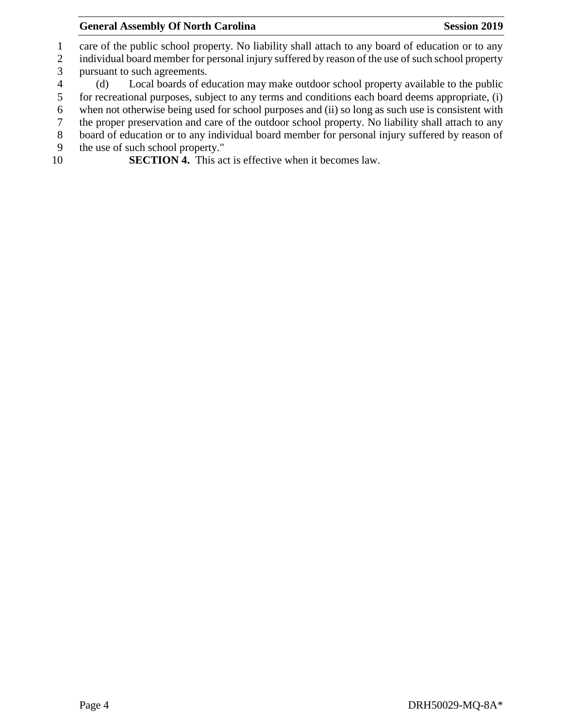care of the public school property. No liability shall attach to any board of education or to any individual board member for personal injury suffered by reason of the use of such school property pursuant to such agreements.

(d) Local boards of education may make outdoor school property available to the public for recreational purposes, subject to any terms and conditions each board deems appropriate, (i) when not otherwise being used for school purposes and (ii) so long as such use is consistent with the proper preservation and care of the outdoor school property. No liability shall attach to any board of education or to any individual board member for personal injury suffered by reason of the use of such school property."

**SECTION 4.** This act is effective when it becomes law.